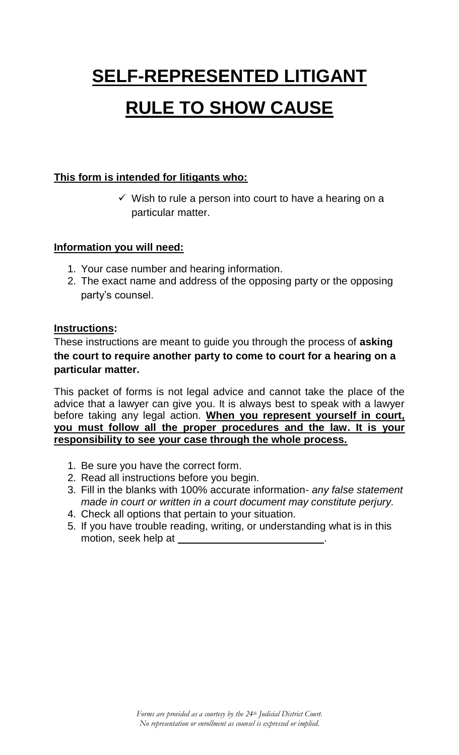# SELF-REPRESENTED LITIGANT

# RULE TO SHOW CAUSE

**This form is intended for litigants who:**

- ✓ Wish to rule a person into court to have a hearing on a particular matter.

**Information you will need:**

1. Your case number and hearing information.
2. The exact name and address of the opposing party or the opposing party's counsel.

**Instructions:**

These instructions are meant to guide you through the process of **asking the court to require another party to come to court for a hearing on a particular matter.**

This packet of forms is not legal advice and cannot take the place of the advice that a lawyer can give you. It is always best to speak with a lawyer before taking any legal action. **When you represent yourself in court, you must follow all the proper procedures and the law. It is your responsibility to see your case through the whole process.**

1. Be sure you have the correct form.
2. Read all instructions before you begin.
3. Fill in the blanks with 100% accurate information- *any false statement made in court or written in a court document may constitute perjury.*
4. Check all options that pertain to your situation.
5. If you have trouble reading, writing, or understanding what is in this motion, seek help at ________________________.

*Forms are provided as a courtesy by the 24th Judicial District Court. No representation or enrollment as counsel is expressed or implied.*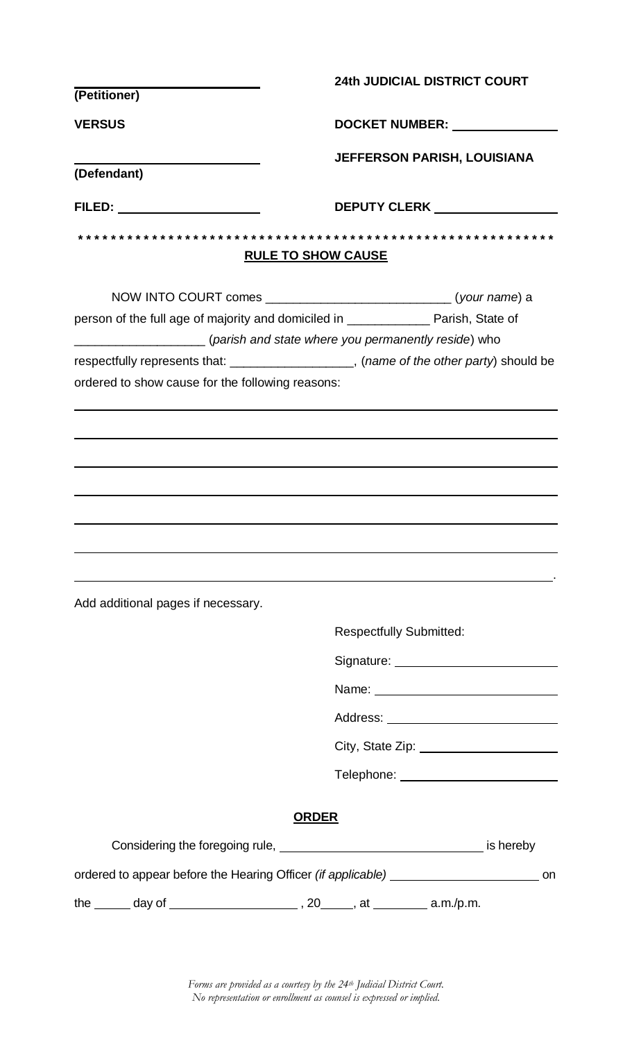| \_\_\_\_\_\_\_\_\_\_\_\_\_\_\_\_\_\_\_\_\_\_\_\_ | **24th JUDICIAL DISTRICT COURT** |
|---|---|
| **(Petitioner)** | |
| **VERSUS** | **DOCKET NUMBER:** \_\_\_\_\_\_\_\_\_\_\_\_\_\_\_\_ |
| \_\_\_\_\_\_\_\_\_\_\_\_\_\_\_\_\_\_\_\_\_\_\_\_ | **JEFFERSON PARISH, LOUISIANA** |
| **(Defendant)** | |
| **FILED:** \_\_\_\_\_\_\_\_\_\_\_\_\_\_\_\_\_\_\_\_ | **DEPUTY CLERK** \_\_\_\_\_\_\_\_\_\_\_\_\_\_\_\_\_\_ |

**\*\*\*\*\*\*\*\*\*\*\*\*\*\*\*\*\*\*\*\*\*\*\*\*\*\*\*\*\*\*\*\*\*\*\*\*\*\*\*\*\*\*\*\*\*\*\*\*\*\*\*\*\*\*\*\*\*\***

**RULE TO SHOW CAUSE**

NOW INTO COURT comes \_\_\_\_\_\_\_\_\_\_\_\_\_\_\_\_\_\_\_\_\_\_\_\_\_\_\_ (*your name*) a person of the full age of majority and domiciled in \_\_\_\_\_\_\_\_\_\_\_\_ Parish, State of \_\_\_\_\_\_\_\_\_\_\_\_\_\_\_\_\_\_\_ (*parish and state where you permanently reside*) who respectfully represents that: \_\_\_\_\_\_\_\_\_\_\_\_\_\_\_\_\_\_, (*name of the other party*) should be ordered to show cause for the following reasons:

\_\_\_\_\_\_\_\_\_\_\_\_\_\_\_\_\_\_\_\_\_\_\_\_\_\_\_\_\_\_\_\_\_\_\_\_\_\_\_\_\_\_\_\_\_\_\_\_\_\_\_\_\_\_\_\_\_\_\_\_\_\_\_\_\_\_\_\_\_\_

\_\_\_\_\_\_\_\_\_\_\_\_\_\_\_\_\_\_\_\_\_\_\_\_\_\_\_\_\_\_\_\_\_\_\_\_\_\_\_\_\_\_\_\_\_\_\_\_\_\_\_\_\_\_\_\_\_\_\_\_\_\_\_\_\_\_\_\_\_\_

\_\_\_\_\_\_\_\_\_\_\_\_\_\_\_\_\_\_\_\_\_\_\_\_\_\_\_\_\_\_\_\_\_\_\_\_\_\_\_\_\_\_\_\_\_\_\_\_\_\_\_\_\_\_\_\_\_\_\_\_\_\_\_\_\_\_\_\_\_\_

\_\_\_\_\_\_\_\_\_\_\_\_\_\_\_\_\_\_\_\_\_\_\_\_\_\_\_\_\_\_\_\_\_\_\_\_\_\_\_\_\_\_\_\_\_\_\_\_\_\_\_\_\_\_\_\_\_\_\_\_\_\_\_\_\_\_\_\_\_\_

\_\_\_\_\_\_\_\_\_\_\_\_\_\_\_\_\_\_\_\_\_\_\_\_\_\_\_\_\_\_\_\_\_\_\_\_\_\_\_\_\_\_\_\_\_\_\_\_\_\_\_\_\_\_\_\_\_\_\_\_\_\_\_\_\_\_\_\_\_\_

\_\_\_\_\_\_\_\_\_\_\_\_\_\_\_\_\_\_\_\_\_\_\_\_\_\_\_\_\_\_\_\_\_\_\_\_\_\_\_\_\_\_\_\_\_\_\_\_\_\_\_\_\_\_\_\_\_\_\_\_\_\_\_\_\_\_\_\_\_\_

\_\_\_\_\_\_\_\_\_\_\_\_\_\_\_\_\_\_\_\_\_\_\_\_\_\_\_\_\_\_\_\_\_\_\_\_\_\_\_\_\_\_\_\_\_\_\_\_\_\_\_\_\_\_\_\_\_\_\_\_\_\_\_\_\_\_\_\_\_.

Add additional pages if necessary.

Respectfully Submitted:

Signature: \_\_\_\_\_\_\_\_\_\_\_\_\_\_\_\_\_\_\_\_\_\_\_\_

Name: \_\_\_\_\_\_\_\_\_\_\_\_\_\_\_\_\_\_\_\_\_\_\_\_\_\_\_

Address: \_\_\_\_\_\_\_\_\_\_\_\_\_\_\_\_\_\_\_\_\_\_\_\_\_

City, State Zip: \_\_\_\_\_\_\_\_\_\_\_\_\_\_\_\_\_\_\_\_\_

Telephone: \_\_\_\_\_\_\_\_\_\_\_\_\_\_\_\_\_\_\_\_\_\_\_\_

**ORDER**

Considering the foregoing rule, \_\_\_\_\_\_\_\_\_\_\_\_\_\_\_\_\_\_\_\_\_\_\_\_\_\_\_\_\_\_ is hereby ordered to appear before the Hearing Officer *(if applicable)* \_\_\_\_\_\_\_\_\_\_\_\_\_\_\_\_\_\_\_\_\_\_ on the \_\_\_\_\_ day of \_\_\_\_\_\_\_\_\_\_\_\_\_\_\_\_\_\_\_ , 20\_\_\_\_\_, at \_\_\_\_\_\_\_\_ a.m./p.m.

*Forms are provided as a courtesy by the 24th Judicial District Court. No representation or enrollment as counsel is expressed or implied.*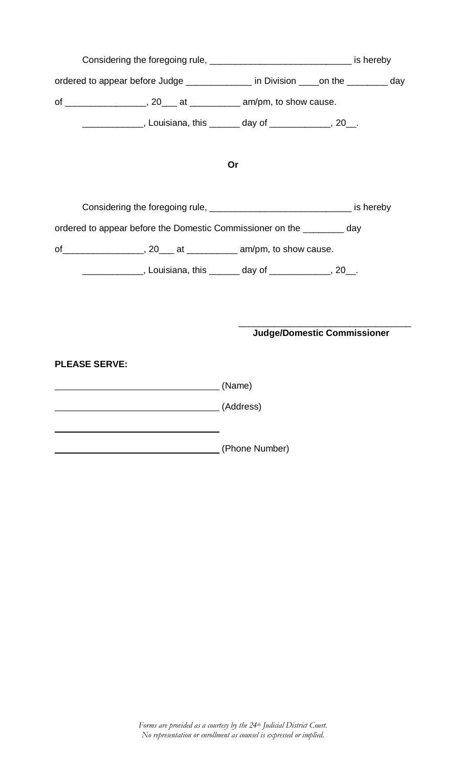Considering the foregoing rule, ____________________________ is hereby ordered to appear before Judge _____________ in Division ____on the ________ day of ________________, 20___ at __________ am/pm, to show cause.

____________, Louisiana, this ______ day of ____________, 20__.

**Or**

Considering the foregoing rule, ____________________________ is hereby ordered to appear before the Domestic Commissioner on the ________ day of________________, 20___ at __________ am/pm, to show cause.

____________, Louisiana, this ______ day of ____________, 20__.

__________________________________
**Judge/Domestic Commissioner**

**PLEASE SERVE:**

________________________________ (Name)

________________________________ (Address)

________________________________

________________________________ (Phone Number)

*Forms are provided as a courtesy by the 24th Judicial District Court. No representation or enrollment as counsel is expressed or implied.*